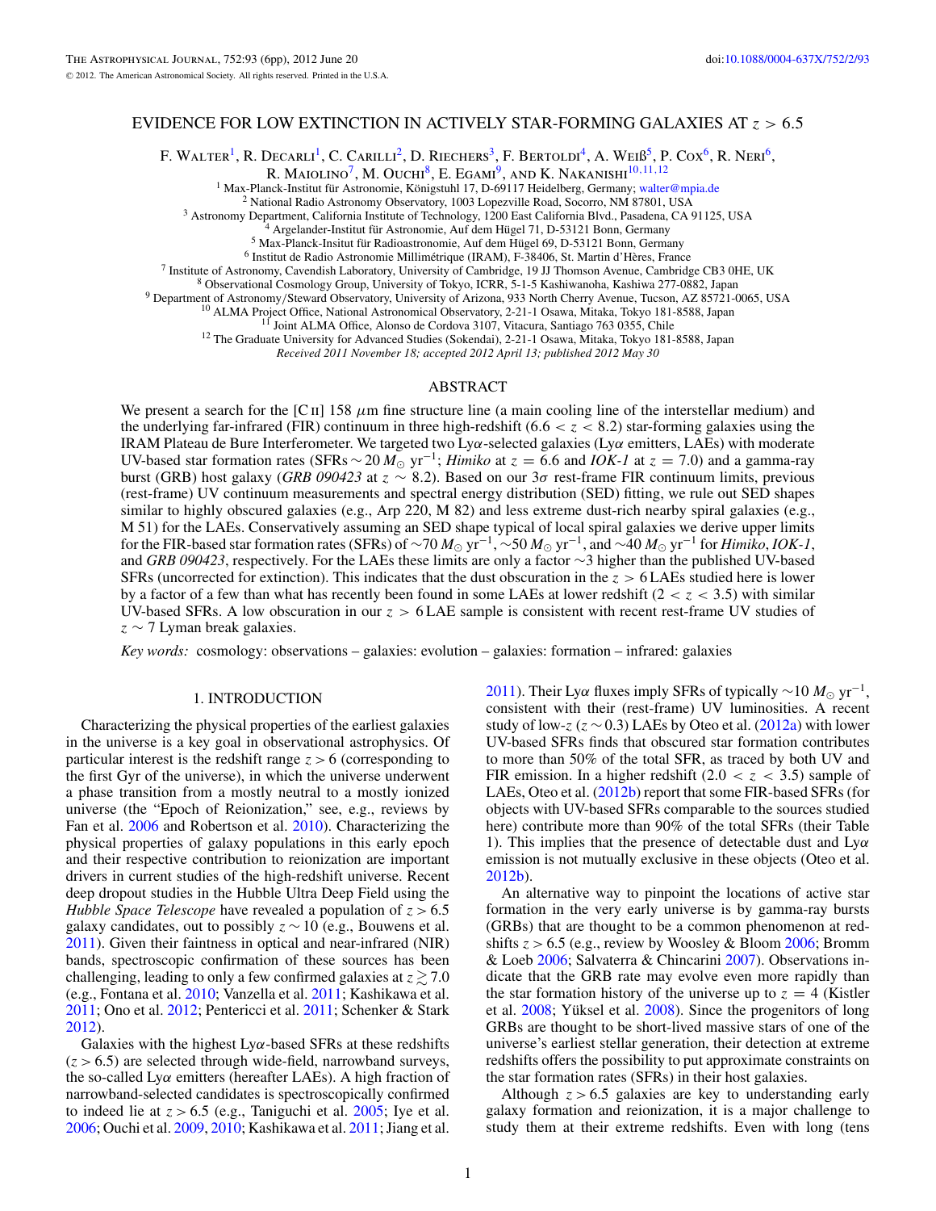# EVIDENCE FOR LOW EXTINCTION IN ACTIVELY STAR-FORMING GALAXIES AT $z > 6.5$

F. Walter[1], R. Decarli[1], C. Carilli[2], D. Riechers[3], F. Bertoldi[4], A. Weiß[5], P. Cox[6], R. Neri[6], R. Maiolino[7], M. Ouchi[8], E. Egami[9], and K. Nakanishi[10,11,12]

[1] Max-Planck-Institut für Astronomie, Königstuhl 17, D-69117 Heidelberg, Germany; walter@mpia.de
[2] National Radio Astronomy Observatory, 1003 Lopezville Road, Socorro, NM 87801, USA
[3] Astronomy Department, California Institute of Technology, 1200 East California Blvd., Pasadena, CA 91125, USA
[4] Argelander-Institut für Astronomie, Auf dem Hügel 71, D-53121 Bonn, Germany
[5] Max-Planck-Institut für Radioastronomie, Auf dem Hügel 69, D-53121 Bonn, Germany
[6] Institut de Radio Astronomie Millimétrique (IRAM), F-38406, St. Martin d'Hères, France
[7] Institute of Astronomy, Cavendish Laboratory, University of Cambridge, 19 JJ Thomson Avenue, Cambridge CB3 0HE, UK
[8] Observational Cosmology Group, University of Tokyo, ICRR, 5-1-5 Kashiwanoha, Kashiwa 277-0882, Japan
[9] Department of Astronomy/Steward Observatory, University of Arizona, 933 North Cherry Avenue, Tucson, AZ 85721-0065, USA
[10] ALMA Project Office, National Astronomical Observatory, 2-21-1 Osawa, Mitaka, Tokyo 181-8588, Japan
[11] Joint ALMA Office, Alonso de Cordova 3107, Vitacura, Santiago 763 0355, Chile
[12] The Graduate University for Advanced Studies (Sokendai), 2-21-1 Osawa, Mitaka, Tokyo 181-8588, Japan

*Received 2011 November 18; accepted 2012 April 13; published 2012 May 30*

## ABSTRACT

We present a search for the [C II] 158 $\mu$m fine structure line (a main cooling line of the interstellar medium) and the underlying far-infrared (FIR) continuum in three high-redshift ($6.6 < z < 8.2$) star-forming galaxies using the IRAM Plateau de Bure Interferometer. We targeted two Ly$\alpha$-selected galaxies (Ly$\alpha$ emitters, LAEs) with moderate UV-based star formation rates (SFRs $\sim 20\,M_\odot$ yr$^{-1}$; *Himiko* at $z = 6.6$ and *IOK-1* at $z = 7.0$) and a gamma-ray burst (GRB) host galaxy (*GRB 090423* at $z \sim 8.2$). Based on our $3\sigma$ rest-frame FIR continuum limits, previous (rest-frame) UV continuum measurements and spectral energy distribution (SED) fitting, we rule out SED shapes similar to highly obscured galaxies (e.g., Arp 220, M 82) and less extreme dust-rich nearby spiral galaxies (e.g., M 51) for the LAEs. Conservatively assuming an SED shape typical of local spiral galaxies we derive upper limits for the FIR-based star formation rates (SFRs) of $\sim 70\,M_\odot$ yr$^{-1}$, $\sim 50\,M_\odot$ yr$^{-1}$, and $\sim 40\,M_\odot$ yr$^{-1}$ for *Himiko*, *IOK-1*, and *GRB 090423*, respectively. For the LAEs these limits are only a factor $\sim 3$ higher than the published UV-based SFRs (uncorrected for extinction). This indicates that the dust obscuration in the $z > 6$ LAEs studied here is lower by a factor of a few than what has recently been found in some LAEs at lower redshift ($2 < z < 3.5$) with similar UV-based SFRs. A low obscuration in our $z > 6$ LAE sample is consistent with recent rest-frame UV studies of $z \sim 7$ Lyman break galaxies.

*Key words:* cosmology: observations – galaxies: evolution – galaxies: formation – infrared: galaxies

## 1. INTRODUCTION

Characterizing the physical properties of the earliest galaxies in the universe is a key goal in observational astrophysics. Of particular interest is the redshift range $z > 6$ (corresponding to the first Gyr of the universe), in which the universe underwent a phase transition from a mostly neutral to a mostly ionized universe (the "Epoch of Reionization," see, e.g., reviews by Fan et al. 2006 and Robertson et al. 2010). Characterizing the physical properties of galaxy populations in this early epoch and their respective contribution to reionization are important drivers in current studies of the high-redshift universe. Recent deep dropout studies in the Hubble Ultra Deep Field using the *Hubble Space Telescope* have revealed a population of $z > 6.5$ galaxy candidates, out to possibly $z \sim 10$ (e.g., Bouwens et al. 2011). Given their faintness in optical and near-infrared (NIR) bands, spectroscopic confirmation of these sources has been challenging, leading to only a few confirmed galaxies at $z \gtrsim 7.0$ (e.g., Fontana et al. 2010; Vanzella et al. 2011; Kashikawa et al. 2011; Ono et al. 2012; Pentericci et al. 2011; Schenker & Stark 2012).

Galaxies with the highest Ly$\alpha$-based SFRs at these redshifts ($z > 6.5$) are selected through wide-field, narrowband surveys, the so-called Ly$\alpha$ emitters (hereafter LAEs). A high fraction of narrowband-selected candidates is spectroscopically confirmed to indeed lie at $z > 6.5$ (e.g., Taniguchi et al. 2005; Iye et al. 2006; Ouchi et al. 2009, 2010; Kashikawa et al. 2011; Jiang et al. 2011). Their Ly$\alpha$ fluxes imply SFRs of typically $\sim 10\,M_\odot$ yr$^{-1}$, consistent with their (rest-frame) UV luminosities. A recent study of low-$z$ ($z \sim 0.3$) LAEs by Oteo et al. (2012a) with lower UV-based SFRs finds that obscured star formation contributes to more than 50% of the total SFR, as traced by both UV and FIR emission. In a higher redshift ($2.0 < z < 3.5$) sample of LAEs, Oteo et al. (2012b) report that some FIR-based SFRs (for objects with UV-based SFRs comparable to the sources studied here) contribute more than 90% of the total SFRs (their Table 1). This implies that the presence of detectable dust and Ly$\alpha$ emission is not mutually exclusive in these objects (Oteo et al. 2012b).

An alternative way to pinpoint the locations of active star formation in the very early universe is by gamma-ray bursts (GRBs) that are thought to be a common phenomenon at redshifts $z > 6.5$ (e.g., review by Woosley & Bloom 2006; Bromm & Loeb 2006; Salvaterra & Chincarini 2007). Observations indicate that the GRB rate may evolve even more rapidly than the star formation history of the universe up to $z = 4$ (Kistler et al. 2008; Yüksel et al. 2008). Since the progenitors of long GRBs are thought to be short-lived massive stars of one of the universe's earliest stellar generation, their detection at extreme redshifts offers the possibility to put approximate constraints on the star formation rates (SFRs) in their host galaxies.

Although $z > 6.5$ galaxies are key to understanding early galaxy formation and reionization, it is a major challenge to study them at their extreme redshifts. Even with long (tens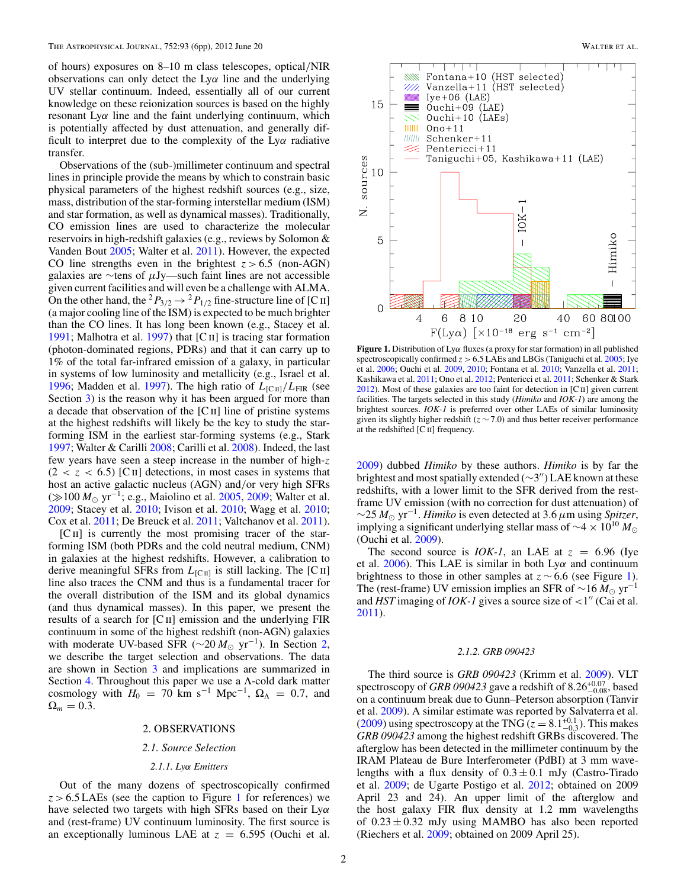of hours) exposures on 8–10 m class telescopes, optical/NIR observations can only detect the Ly$\alpha$ line and the underlying UV stellar continuum. Indeed, essentially all of our current knowledge on these reionization sources is based on the highly resonant Ly$\alpha$ line and the faint underlying continuum, which is potentially affected by dust attenuation, and generally difficult to interpret due to the complexity of the Ly$\alpha$ radiative transfer.

Observations of the (sub-)millimeter continuum and spectral lines in principle provide the means by which to constrain basic physical parameters of the highest redshift sources (e.g., size, mass, distribution of the star-forming interstellar medium (ISM) and star formation, as well as dynamical masses). Traditionally, CO emission lines are used to characterize the molecular reservoirs in high-redshift galaxies (e.g., reviews by Solomon & Vanden Bout 2005; Walter et al. 2011). However, the expected CO line strengths even in the brightest $z > 6.5$ (non-AGN) galaxies are ∼tens of $\mu$Jy—such faint lines are not accessible given current facilities and will even be a challenge with ALMA. On the other hand, the $^2P_{3/2} \rightarrow {}^2P_{1/2}$ fine-structure line of [C II] (a major cooling line of the ISM) is expected to be much brighter than the CO lines. It has long been known (e.g., Stacey et al. 1991; Malhotra et al. 1997) that [C II] is tracing star formation (photon-dominated regions, PDRs) and that it can carry up to 1% of the total far-infrared emission of a galaxy, in particular in systems of low luminosity and metallicity (e.g., Israel et al. 1996; Madden et al. 1997). The high ratio of $L_{[\mathrm{C\,II}]}/L_{\mathrm{FIR}}$ (see Section 3) is the reason why it has been argued for more than a decade that observation of the [C II] line of pristine systems at the highest redshifts will likely be the key to study the star-forming ISM in the earliest star-forming systems (e.g., Stark 1997; Walter & Carilli 2008; Carilli et al. 2008). Indeed, the last few years have seen a steep increase in the number of high-$z$ ($2 < z < 6.5$) [C II] detections, in most cases in systems that host an active galactic nucleus (AGN) and/or very high SFRs ($\gg$100 $M_\odot$ yr$^{-1}$; e.g., Maiolino et al. 2005, 2009; Walter et al. 2009; Stacey et al. 2010; Ivison et al. 2010; Wagg et al. 2010; Cox et al. 2011; De Breuck et al. 2011; Valtchanov et al. 2011).

[C II] is currently the most promising tracer of the star-forming ISM (both PDRs and the cold neutral medium, CNM) in galaxies at the highest redshifts. However, a calibration to derive meaningful SFRs from $L_{[\mathrm{C\,II}]}$ is still lacking. The [C II] line also traces the CNM and thus is a fundamental tracer for the overall distribution of the ISM and its global dynamics (and thus dynamical masses). In this paper, we present the results of a search for [C II] emission and the underlying FIR continuum in some of the highest redshift (non-AGN) galaxies with moderate UV-based SFR (∼20 $M_\odot$ yr$^{-1}$). In Section 2, we describe the target selection and observations. The data are shown in Section 3 and implications are summarized in Section 4. Throughout this paper we use a $\Lambda$-cold dark matter cosmology with $H_0$ = 70 km s$^{-1}$ Mpc$^{-1}$, $\Omega_\Lambda$ = 0.7, and $\Omega_m$ = 0.3.

## 2. OBSERVATIONS

### 2.1. Source Selection

#### 2.1.1. Ly$\alpha$ Emitters

Out of the many dozens of spectroscopically confirmed $z > 6.5$ LAEs (see the caption to Figure 1 for references) we have selected two targets with high SFRs based on their Ly$\alpha$ and (rest-frame) UV continuum luminosity. The first source is an exceptionally luminous LAE at $z$ = 6.595 (Ouchi et al. 2009) dubbed *Himiko* by these authors. *Himiko* is by far the brightest and most spatially extended (∼3″) LAE known at these redshifts, with a lower limit to the SFR derived from the rest-frame UV emission (with no correction for dust attenuation) of ∼25 $M_\odot$ yr$^{-1}$. *Himiko* is even detected at 3.6 $\mu$m using *Spitzer*, implying a significant underlying stellar mass of ∼4 × 10$^{10}$ $M_\odot$ (Ouchi et al. 2009).

**Figure 1.** Distribution of Ly$\alpha$ fluxes (a proxy for star formation) in all published spectroscopically confirmed $z > 6.5$ LAEs and LBGs (Taniguchi et al. 2005; Iye et al. 2006; Ouchi et al. 2009, 2010; Fontana et al. 2010; Vanzella et al. 2011; Kashikawa et al. 2011; Ono et al. 2012; Pentericci et al. 2011; Schenker & Stark 2012). Most of these galaxies are too faint for detection in [C II] given current facilities. The targets selected in this study (*Himiko* and *IOK-1*) are among the brightest sources. *IOK-1* is preferred over other LAEs of similar luminosity given its slightly higher redshift ($z$ ∼ 7.0) and thus better receiver performance at the redshifted [C II] frequency.

The second source is *IOK-1*, an LAE at $z$ = 6.96 (Iye et al. 2006). This LAE is similar in both Ly$\alpha$ and continuum brightness to those in other samples at $z$ ∼ 6.6 (see Figure 1). The (rest-frame) UV emission implies an SFR of ∼16 $M_\odot$ yr$^{-1}$ and *HST* imaging of *IOK-1* gives a source size of <1″ (Cai et al. 2011).

#### 2.1.2. GRB 090423

The third source is *GRB 090423* (Krimm et al. 2009). VLT spectroscopy of *GRB 090423* gave a redshift of $8.26^{+0.07}_{-0.08}$, based on a continuum break due to Gunn–Peterson absorption (Tanvir et al. 2009). A similar estimate was reported by Salvaterra et al. (2009) using spectroscopy at the TNG ($z = 8.1^{+0.1}_{-0.3}$). This makes *GRB 090423* among the highest redshift GRBs discovered. The afterglow has been detected in the millimeter continuum by the IRAM Plateau de Bure Interferometer (PdBI) at 3 mm wavelengths with a flux density of 0.3 ± 0.1 mJy (Castro-Tirado et al. 2009; de Ugarte Postigo et al. 2012; obtained on 2009 April 23 and 24). An upper limit of the afterglow and the host galaxy FIR flux density at 1.2 mm wavelengths of 0.23 ± 0.32 mJy using MAMBO has also been reported (Riechers et al. 2009; obtained on 2009 April 25).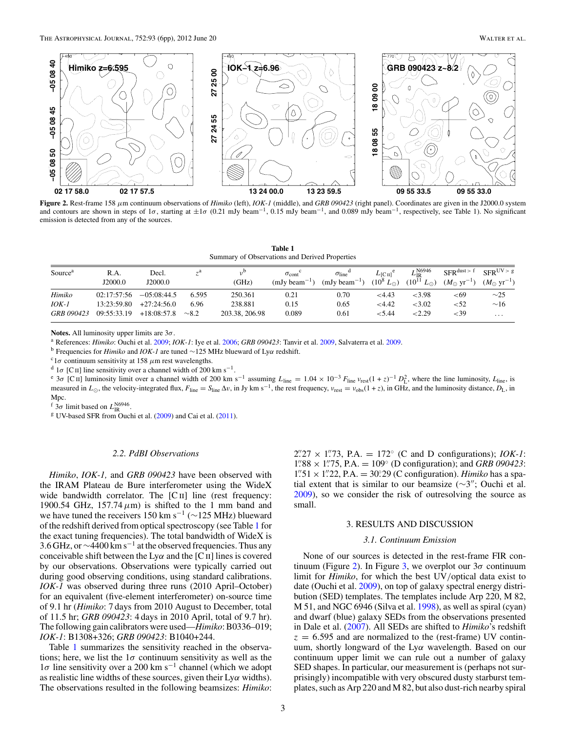**Figure 2.** Rest-frame 158 $\mu$m continuum observations of *Himiko* (left), *IOK-1* (middle), and *GRB 090423* (right panel). Coordinates are given in the J2000.0 system and contours are shown in steps of 1$\sigma$, starting at $\pm 1\sigma$ (0.21 mJy beam$^{-1}$, 0.15 mJy beam$^{-1}$, and 0.089 mJy beam$^{-1}$, respectively, see Table 1). No significant emission is detected from any of the sources.

**Table 1**
Summary of Observations and Derived Properties

| Source[a] | R.A. J2000.0 | Decl. J2000.0 | $z$[a] | $\nu$[b] (GHz) | $\sigma_{\rm cont}$[c] (mJy beam$^{-1}$) | $\sigma_{\rm line}$[d] (mJy beam$^{-1}$) | $L_{\rm [C\,II]}$[e] ($10^8\ L_\odot$) | $L_{\rm IR}^{\rm N6946}$ ($10^{11}\ L_\odot$) | SFR$^{\rm dust>f}$ ($M_\odot$ yr$^{-1}$) | SFR$^{\rm UV>g}$ ($M_\odot$ yr$^{-1}$) |
|---|---|---|---|---|---|---|---|---|---|---|
| *Himiko* | 02:17:57:56 | −05:08:44.5 | 6.595 | 250.361 | 0.21 | 0.70 | <4.43 | <3.98 | <69 | ~25 |
| *IOK-1* | 13:23:59.80 | +27:24:56.0 | 6.96 | 238.881 | 0.15 | 0.65 | <4.42 | <3.02 | <52 | ~16 |
| *GRB 090423* | 09:55:33.19 | +18:08:57.8 | ~8.2 | 203.38, 206.98 | 0.089 | 0.61 | <5.44 | <2.29 | <39 | ... |

**Notes.** All luminosity upper limits are 3$\sigma$.

[a] References: *Himiko*: Ouchi et al. 2009; *IOK-1*: Iye et al. 2006; *GRB 090423*: Tanvir et al. 2009, Salvaterra et al. 2009.

[b] Frequencies for *Himiko* and *IOK-1* are tuned ~125 MHz blueward of Ly$\alpha$ redshift.

[c] 1$\sigma$ continuum sensitivity at 158 $\mu$m rest wavelengths.

[d] 1$\sigma$ [C II] line sensitivity over a channel width of 200 km s$^{-1}$.

[e] 3$\sigma$ [C II] luminosity limit over a channel width of 200 km s$^{-1}$ assuming $L_{\rm line} = 1.04 \times 10^{-3}\, F_{\rm line}\, \nu_{\rm rest}(1+z)^{-1}\, D_{\rm L}^2$, where the line luminosity, $L_{\rm line}$, is measured in $L_\odot$, the velocity-integrated flux, $F_{\rm line} = S_{\rm line}\,\Delta v$, in Jy km s$^{-1}$, the rest frequency, $\nu_{\rm rest} = \nu_{\rm obs}(1+z)$, in GHz, and the luminosity distance, $D_{\rm L}$, in Mpc.

[f] 3$\sigma$ limit based on $L_{\rm IR}^{\rm N6946}$.

[g] UV-based SFR from Ouchi et al. (2009) and Cai et al. (2011).

### 2.2. PdBI Observations

*Himiko*, *IOK-1,* and *GRB 090423* have been observed with the IRAM Plateau de Bure interferometer using the WideX wide bandwidth correlator. The [C II] line (rest frequency: 1900.54 GHz, 157.74 $\mu$m) is shifted to the 1 mm band and we have tuned the receivers 150 km s$^{-1}$ (~125 MHz) blueward of the redshift derived from optical spectroscopy (see Table 1 for the exact tuning frequencies). The total bandwidth of WideX is 3.6 GHz, or ~4400 km s$^{-1}$ at the observed frequencies. Thus any conceivable shift between the Ly$\alpha$ and the [C II] lines is covered by our observations. Observations were typically carried out during good observing conditions, using standard calibrations. *IOK-1* was observed during three runs (2010 April–October) for an equivalent (five-element interferometer) on-source time of 9.1 hr (*Himiko*: 7 days from 2010 August to December, total of 11.5 hr; *GRB 090423*: 4 days in 2010 April, total of 9.7 hr). The following gain calibrators were used—*Himiko*: B0336–019; *IOK-1*: B1308+326; *GRB 090423*: B1040+244.

Table 1 summarizes the sensitivity reached in the observations; here, we list the 1$\sigma$ continuum sensitivity as well as the 1$\sigma$ line sensitivity over a 200 km s$^{-1}$ channel (which we adopt as realistic line widths of these sources, given their Ly$\alpha$ widths). The observations resulted in the following beamsizes: *Himiko*: 2.″27 × 1.″73, P.A. = 172° (C and D configurations); *IOK-1*: 1.″88 × 1.″75, P.A. = 109° (D configuration); and *GRB 090423*: 1.″51 × 1.″22, P.A. = 30.°29 (C configuration). *Himiko* has a spatial extent that is similar to our beamsize (~3″; Ouchi et al. 2009), so we consider the risk of outresolving the source as small.

## 3. RESULTS AND DISCUSSION

### 3.1. Continuum Emission

None of our sources is detected in the rest-frame FIR continuum (Figure 2). In Figure 3, we overplot our 3$\sigma$ continuum limit for *Himiko*, for which the best UV/optical data exist to date (Ouchi et al. 2009), on top of galaxy spectral energy distribution (SED) templates. The templates include Arp 220, M 82, M 51, and NGC 6946 (Silva et al. 1998), as well as spiral (cyan) and dwarf (blue) galaxy SEDs from the observations presented in Dale et al. (2007). All SEDs are shifted to *Himiko*'s redshift $z = 6.595$ and are normalized to the (rest-frame) UV continuum, shortly longward of the Ly$\alpha$ wavelength. Based on our continuum upper limit we can rule out a number of galaxy SED shapes. In particular, our measurement is (perhaps not surprisingly) incompatible with very obscured dusty starburst templates, such as Arp 220 and M 82, but also dust-rich nearby spiral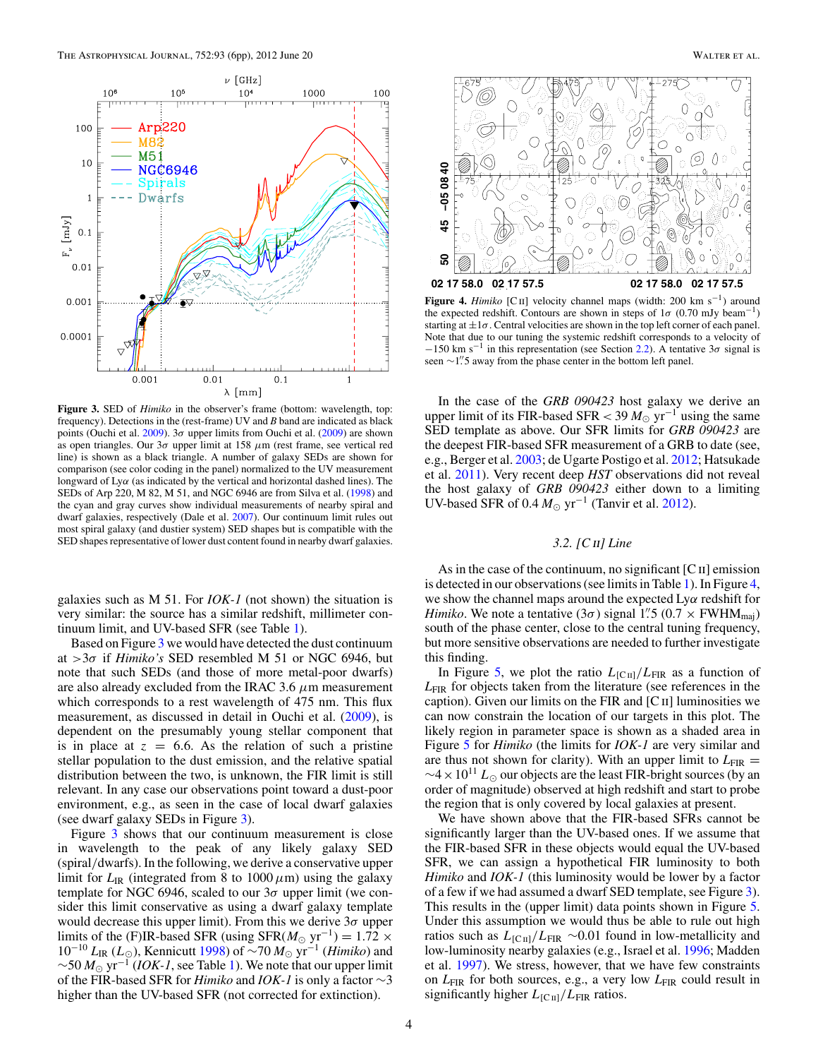**Figure 3.** SED of *Himiko* in the observer's frame (bottom: wavelength, top: frequency). Detections in the (rest-frame) UV and *B* band are indicated as black points (Ouchi et al. 2009). $3\sigma$ upper limits from Ouchi et al. (2009) are shown as open triangles. Our $3\sigma$ upper limit at 158 $\mu$m (rest frame, see vertical red line) is shown as a black triangle. A number of galaxy SEDs are shown for comparison (see color coding in the panel) normalized to the UV measurement longward of Ly$\alpha$ (as indicated by the vertical and horizontal dashed lines). The SEDs of Arp 220, M 82, M 51, and NGC 6946 are from Silva et al. (1998) and the cyan and gray curves show individual measurements of nearby spiral and dwarf galaxies, respectively (Dale et al. 2007). Our continuum limit rules out most spiral galaxy (and dustier system) SED shapes but is compatible with the SED shapes representative of lower dust content found in nearby dwarf galaxies.

galaxies such as M 51. For *IOK-1* (not shown) the situation is very similar: the source has a similar redshift, millimeter continuum limit, and UV-based SFR (see Table 1).

Based on Figure 3 we would have detected the dust continuum at $>3\sigma$ if *Himiko's* SED resembled M 51 or NGC 6946, but note that such SEDs (and those of more metal-poor dwarfs) are also already excluded from the IRAC 3.6 $\mu$m measurement which corresponds to a rest wavelength of 475 nm. This flux measurement, as discussed in detail in Ouchi et al. (2009), is dependent on the presumably young stellar component that is in place at $z = 6.6$. As the relation of such a pristine stellar population to the dust emission, and the relative spatial distribution between the two, is unknown, the FIR limit is still relevant. In any case our observations point toward a dust-poor environment, e.g., as seen in the case of local dwarf galaxies (see dwarf galaxy SEDs in Figure 3).

Figure 3 shows that our continuum measurement is close in wavelength to the peak of any likely galaxy SED (spiral/dwarfs). In the following, we derive a conservative upper limit for $L_{\rm IR}$ (integrated from 8 to 1000 $\mu$m) using the galaxy template for NGC 6946, scaled to our $3\sigma$ upper limit (we consider this limit conservative as using a dwarf galaxy template would decrease this upper limit). From this we derive $3\sigma$ upper limits of the (F)IR-based SFR (using SFR($M_\odot$ yr$^{-1}$) = $1.72 \times 10^{-10}\, L_{\rm IR}$ ($L_\odot$), Kennicutt 1998) of $\sim$70 $M_\odot$ yr$^{-1}$ (*Himiko*) and $\sim$50 $M_\odot$ yr$^{-1}$ (*IOK-1*, see Table 1). We note that our upper limit of the FIR-based SFR for *Himiko* and *IOK-1* is only a factor $\sim$3 higher than the UV-based SFR (not corrected for extinction).

**Figure 4.** *Himiko* [C II] velocity channel maps (width: 200 km s$^{-1}$) around the expected redshift. Contours are shown in steps of $1\sigma$ (0.70 mJy beam$^{-1}$) starting at $\pm1\sigma$. Central velocities are shown in the top left corner of each panel. Note that due to our tuning the systemic redshift corresponds to a velocity of $-150$ km s$^{-1}$ in this representation (see Section 2.2). A tentative $3\sigma$ signal is seen $\sim$1."5 away from the phase center in the bottom left panel.

In the case of the *GRB 090423* host galaxy we derive an upper limit of its FIR-based SFR $< 39\, M_\odot$ yr$^{-1}$ using the same SED template as above. Our SFR limits for *GRB 090423* are the deepest FIR-based SFR measurement of a GRB to date (see, e.g., Berger et al. 2003; de Ugarte Postigo et al. 2012; Hatsukade et al. 2011). Very recent deep *HST* observations did not reveal the host galaxy of *GRB 090423* either down to a limiting UV-based SFR of 0.4 $M_\odot$ yr$^{-1}$ (Tanvir et al. 2012).

### 3.2. [C II] Line

As in the case of the continuum, no significant [C II] emission is detected in our observations (see limits in Table 1). In Figure 4, we show the channel maps around the expected Ly$\alpha$ redshift for *Himiko*. We note a tentative ($3\sigma$) signal 1."5 ($0.7 \times$ FWHM$_{\rm maj}$) south of the phase center, close to the central tuning frequency, but more sensitive observations are needed to further investigate this finding.

In Figure 5, we plot the ratio $L_{\rm [C\,II]}/L_{\rm FIR}$ as a function of $L_{\rm FIR}$ for objects taken from the literature (see references in the caption). Given our limits on the FIR and [C II] luminosities we can now constrain the location of our targets in this plot. The likely region in parameter space is shown as a shaded area in Figure 5 for *Himiko* (the limits for *IOK-1* are very similar and are thus not shown for clarity). With an upper limit to $L_{\rm FIR} = \sim 4 \times 10^{11}\, L_\odot$ our objects are the least FIR-bright sources (by an order of magnitude) observed at high redshift and start to probe the region that is only covered by local galaxies at present.

We have shown above that the FIR-based SFRs cannot be significantly larger than the UV-based ones. If we assume that the FIR-based SFR in these objects would equal the UV-based SFR, we can assign a hypothetical FIR luminosity to both *Himiko* and *IOK-1* (this luminosity would be lower by a factor of a few if we had assumed a dwarf SED template, see Figure 3). This results in the (upper limit) data points shown in Figure 5. Under this assumption we would thus be able to rule out high ratios such as $L_{\rm [C\,II]}/L_{\rm FIR}$ $\sim$0.01 found in low-metallicity and low-luminosity nearby galaxies (e.g., Israel et al. 1996; Madden et al. 1997). We stress, however, that we have few constraints on $L_{\rm FIR}$ for both sources, e.g., a very low $L_{\rm FIR}$ could result in significantly higher $L_{\rm [C\,II]}/L_{\rm FIR}$ ratios.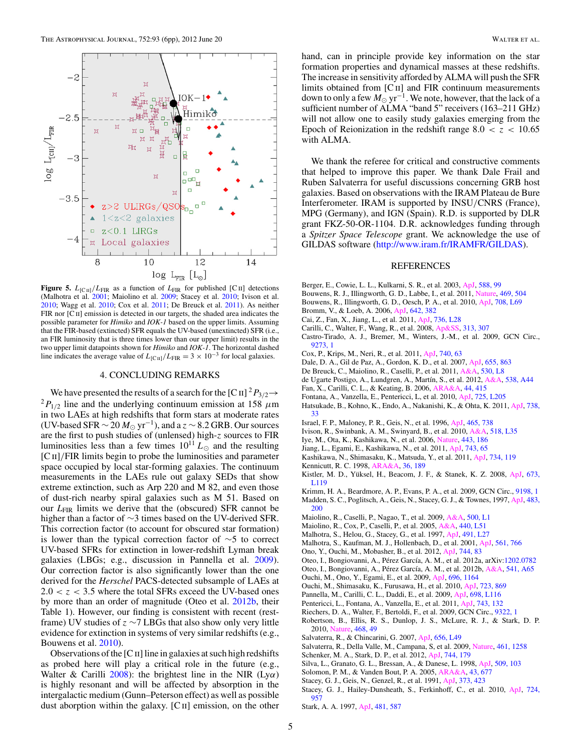Figure 5. $L_{[\mathrm{C\,II}]}/L_{\mathrm{FIR}}$ as a function of $L_{\mathrm{FIR}}$ for published [C II] detections (Malhotra et al. 2001; Maiolino et al. 2009; Stacey et al. 2010; Ivison et al. 2010; Wagg et al. 2010; Cox et al. 2011; De Breuck et al. 2011). As neither FIR nor [C II] emission is detected in our targets, the shaded area indicates the possible parameter for *Himiko* and *IOK-1* based on the upper limits. Assuming that the FIR-based (extincted) SFR equals the UV-based (unextincted) SFR (i.e., an FIR luminosity that is three times lower than our upper limit) results in the two upper limit datapoints shown for *Himiko* and *IOK-1*. The horizontal dashed line indicates the average value of $L_{[\mathrm{C\,II}]}/L_{\mathrm{FIR}} = 3 \times 10^{-3}$ for local galaxies.

## 4. CONCLUDING REMARKS

We have presented the results of a search for the [C II] $^2P_{3/2} \rightarrow {}^2P_{1/2}$ line and the underlying continuum emission at 158 $\mu$m in two LAEs at high redshifts that form stars at moderate rates (UV-based SFR $\sim 20\,M_{\odot}$ yr$^{-1}$), and a $z \sim 8.2$ GRB. Our sources are the first to push studies of (unlensed) high-$z$ sources to FIR luminosities less than a few times $10^{11}\,L_{\odot}$ and the resulting [C II]/FIR limits begin to probe the luminosities and parameter space occupied by local star-forming galaxies. The continuum measurements in the LAEs rule out galaxy SEDs that show extreme extinction, such as Arp 220 and M 82, and even those of dust-rich nearby spiral galaxies such as M 51. Based on our $L_{\mathrm{FIR}}$ limits we derive that the (obscured) SFR cannot be higher than a factor of $\sim$3 times based on the UV-derived SFR. This correction factor (to account for obscured star formation) is lower than the typical correction factor of $\sim$5 to correct UV-based SFRs for extinction in lower-redshift Lyman break galaxies (LBGs; e.g., discussion in Pannella et al. 2009). Our correction factor is also significantly lower than the one derived for the *Herschel* PACS-detected subsample of LAEs at $2.0 < z < 3.5$ where the total SFRs exceed the UV-based ones by more than an order of magnitude (Oteo et al. 2012b, their Table 1). However, our finding is consistent with recent (rest-frame) UV studies of $z \sim 7$ LBGs that also show only very little evidence for extinction in systems of very similar redshifts (e.g., Bouwens et al. 2010).

Observations of the [C II] line in galaxies at such high redshifts as probed here will play a critical role in the future (e.g., Walter & Carilli 2008): the brightest line in the NIR (Ly$\alpha$) is highly resonant and will be affected by absorption in the intergalactic medium (Gunn–Peterson effect) as well as possible dust aborption within the galaxy. [C II] emission, on the other hand, can in principle provide key information on the star formation properties and dynamical masses at these redshifts. The increase in sensitivity afforded by ALMA will push the SFR limits obtained from [C II] and FIR continuum measurements down to only a few $M_{\odot}$ yr$^{-1}$. We note, however, that the lack of a sufficient number of ALMA "band 5" receivers (163–211 GHz) will not allow one to easily study galaxies emerging from the Epoch of Reionization in the redshift range $8.0 < z < 10.65$ with ALMA.

We thank the referee for critical and constructive comments that helped to improve this paper. We thank Dale Frail and Ruben Salvaterra for useful discussions concerning GRB host galaxies. Based on observations with the IRAM Plateau de Bure Interferometer. IRAM is supported by INSU/CNRS (France), MPG (Germany), and IGN (Spain). R.D. is supported by DLR grant FKZ-50-OR-1104. D.R. acknowledges funding through a *Spitzer Space Telescope* grant. We acknowledge the use of GILDAS software (http://www.iram.fr/IRAMFR/GILDAS).

## REFERENCES

Berger, E., Cowie, L. L., Kulkarni, S. R., et al. 2003, ApJ, 588, 99
Bouwens, R. J., Illingworth, G. D., Labbe, I., et al. 2011, Nature, 469, 504
Bouwens, R., Illingworth, G. D., Oesch, P. A., et al. 2010, ApJ, 708, L69
Bromm, V., & Loeb, A. 2006, ApJ, 642, 382
Cai, Z., Fan, X., Jiang, L., et al. 2011, ApJ, 736, L28
Carilli, C., Walter, F., Wang, R., et al. 2008, Ap&SS, 313, 307
Castro-Tirado, A. J., Bremer, M., Winters, J.-M., et al. 2009, GCN Circ., 9273, 1
Cox, P., Krips, M., Neri, R., et al. 2011, ApJ, 740, 63
Dale, D. A., Gil de Paz, A., Gordon, K. D., et al. 2007, ApJ, 655, 863
De Breuck, C., Maiolino, R., Caselli, P., et al. 2011, A&A, 530, L8
de Ugarte Postigo, A., Lundgren, A., Martín, S., et al. 2012, A&A, 538, A44
Fan, X., Carilli, C. L., & Keating, B. 2006, ARA&A, 44, 415
Fontana, A., Vanzella, E., Pentericci, L., et al. 2010, ApJ, 725, L205
Hatsukade, B., Kohno, K., Endo, A., Nakanishi, K., & Ohta, K. 2011, ApJ, 738, 33
Israel, F. P., Maloney, P. R., Geis, N., et al. 1996, ApJ, 465, 738
Ivison, R., Swinbank, A. M., Swinyard, B., et al. 2010, A&A, 518, L35
Iye, M., Ota, K., Kashikawa, N., et al. 2006, Nature, 443, 186
Jiang, L., Egami, E., Kashikawa, N., et al. 2011, ApJ, 743, 65
Kashikawa, N., Shimasaku, K., Matsuda, Y., et al. 2011, ApJ, 734, 119
Kennicutt, R. C. 1998, ARA&A, 36, 189
Kistler, M. D., Yüksel, H., Beacom, J. F., & Stanek, K. Z. 2008, ApJ, 673, L119
Krimm, H. A., Beardmore, A. P., Evans, P. A., et al. 2009, GCN Circ., 9198, 1
Madden, S. C., Poglitsch, A., Geis, N., Stacey, G. J., & Townes, 1997, ApJ, 483, 200
Maiolino, R., Caselli, P., Nagao, T., et al. 2009, A&A, 500, L1
Maiolino, R., Cox, P., Caselli, P., et al. 2005, A&A, 440, L51
Malhotra, S., Helou, G., Stacey, G., et al. 1997, ApJ, 491, L27
Malhotra, S., Kaufman, M. J., Hollenbach, D., et al. 2001, ApJ, 561, 766
Ono, Y., Ouchi, M., Mobasher, B., et al. 2012, ApJ, 744, 83
Oteo, I., Bongiovanni, A., Pérez García, A. M., et al. 2012a, arXiv:1202.0782
Oteo, I., Bongiovanni, A., Pérez García, A. M., et al. 2012b, A&A, 541, A65
Ouchi, M., Ono, Y., Egami, E., et al. 2009, ApJ, 696, 1164
Ouchi, M., Shimasaku, K., Furusawa, H., et al. 2010, ApJ, 723, 869
Pannella, M., Carilli, C. L., Daddi, E., et al. 2009, ApJ, 698, L116
Pentericci, L., Fontana, A., Vanzella, E., et al. 2011, ApJ, 743, 132
Riechers, D. A., Walter, F., Bertoldi, F., et al. 2009, GCN Circ., 9322, 1
Robertson, B., Ellis, R. S., Dunlop, J. S., McLure, R. J., & Stark, D. P. 2010, Nature, 468, 49
Salvaterra, R., & Chincarini, G. 2007, ApJ, 656, L49
Salvaterra, R., Della Valle, M., Campana, S, et al. 2009, Nature, 461, 1258
Schenker, M. A., Stark, D. P., et al. 2012, ApJ, 744, 179
Silva, L., Granato, G. L., Bressan, A., & Danese, L. 1998, ApJ, 509, 103
Solomon, P. M., & Vanden Bout, P. A. 2005, ARA&A, 43, 677
Stacey, G. J., Geis, N., Genzel, R., et al. 1991, ApJ, 373, 423
Stacey, G. J., Hailey-Dunsheath, S., Ferkinhoff, C., et al. 2010, ApJ, 724, 957
Stark, A. A. 1997, ApJ, 481, 587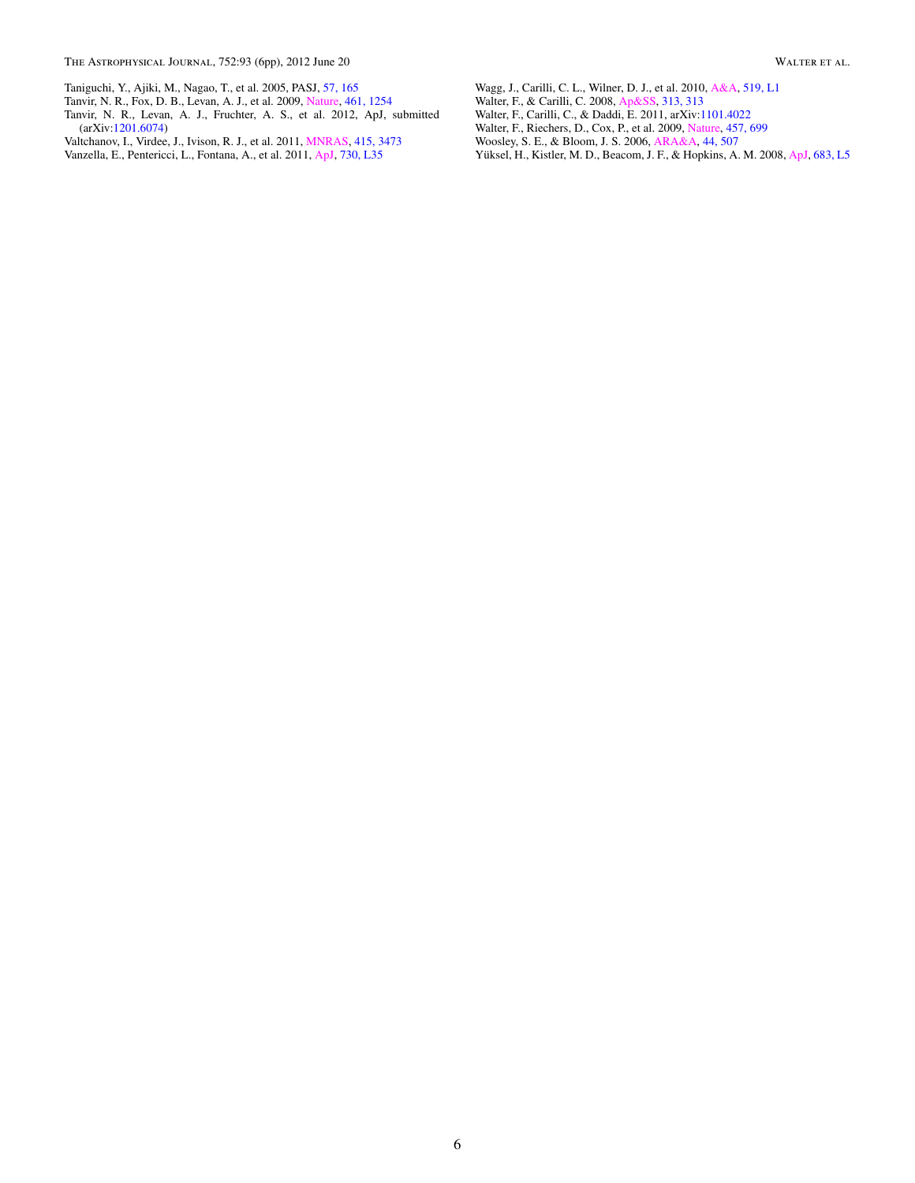Taniguchi, Y., Ajiki, M., Nagao, T., et al. 2005, PASJ, 57, 165

Tanvir, N. R., Fox, D. B., Levan, A. J., et al. 2009, Nature, 461, 1254

Tanvir, N. R., Levan, A. J., Fruchter, A. S., et al. 2012, ApJ, submitted (arXiv:1201.6074)

Valtchanov, I., Virdee, J., Ivison, R. J., et al. 2011, MNRAS, 415, 3473

Vanzella, E., Pentericci, L., Fontana, A., et al. 2011, ApJ, 730, L35

Wagg, J., Carilli, C. L., Wilner, D. J., et al. 2010, A&A, 519, L1

Walter, F., & Carilli, C. 2008, Ap&SS, 313, 313

Walter, F., Carilli, C., & Daddi, E. 2011, arXiv:1101.4022

Walter, F., Riechers, D., Cox, P., et al. 2009, Nature, 457, 699

Woosley, S. E., & Bloom, J. S. 2006, ARA&A, 44, 507

Yüksel, H., Kistler, M. D., Beacom, J. F., & Hopkins, A. M. 2008, ApJ, 683, L5